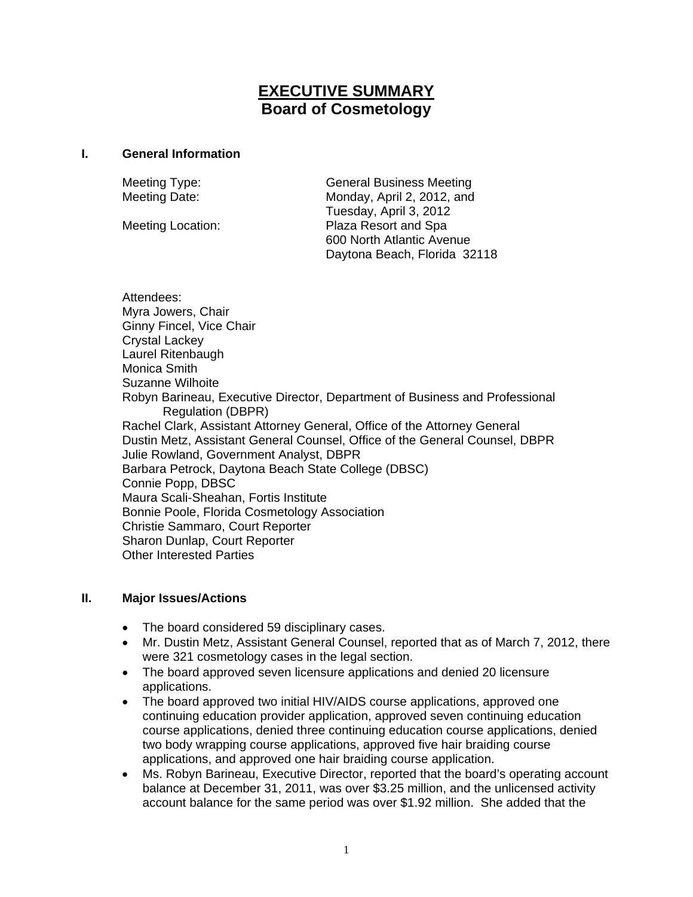# EXECUTIVE SUMMARY
## Board of Cosmetology

### I. General Information

Meeting Type: General Business Meeting
Meeting Date: Monday, April 2, 2012, and Tuesday, April 3, 2012
Meeting Location: Plaza Resort and Spa
600 North Atlantic Avenue
Daytona Beach, Florida 32118

Attendees:
Myra Jowers, Chair
Ginny Fincel, Vice Chair
Crystal Lackey
Laurel Ritenbaugh
Monica Smith
Suzanne Wilhoite
Robyn Barineau, Executive Director, Department of Business and Professional Regulation (DBPR)
Rachel Clark, Assistant Attorney General, Office of the Attorney General
Dustin Metz, Assistant General Counsel, Office of the General Counsel, DBPR
Julie Rowland, Government Analyst, DBPR
Barbara Petrock, Daytona Beach State College (DBSC)
Connie Popp, DBSC
Maura Scali-Sheahan, Fortis Institute
Bonnie Poole, Florida Cosmetology Association
Christie Sammaro, Court Reporter
Sharon Dunlap, Court Reporter
Other Interested Parties

### II. Major Issues/Actions

- The board considered 59 disciplinary cases.
- Mr. Dustin Metz, Assistant General Counsel, reported that as of March 7, 2012, there were 321 cosmetology cases in the legal section.
- The board approved seven licensure applications and denied 20 licensure applications.
- The board approved two initial HIV/AIDS course applications, approved one continuing education provider application, approved seven continuing education course applications, denied three continuing education course applications, denied two body wrapping course applications, approved five hair braiding course applications, and approved one hair braiding course application.
- Ms. Robyn Barineau, Executive Director, reported that the board's operating account balance at December 31, 2011, was over $3.25 million, and the unlicensed activity account balance for the same period was over $1.92 million. She added that the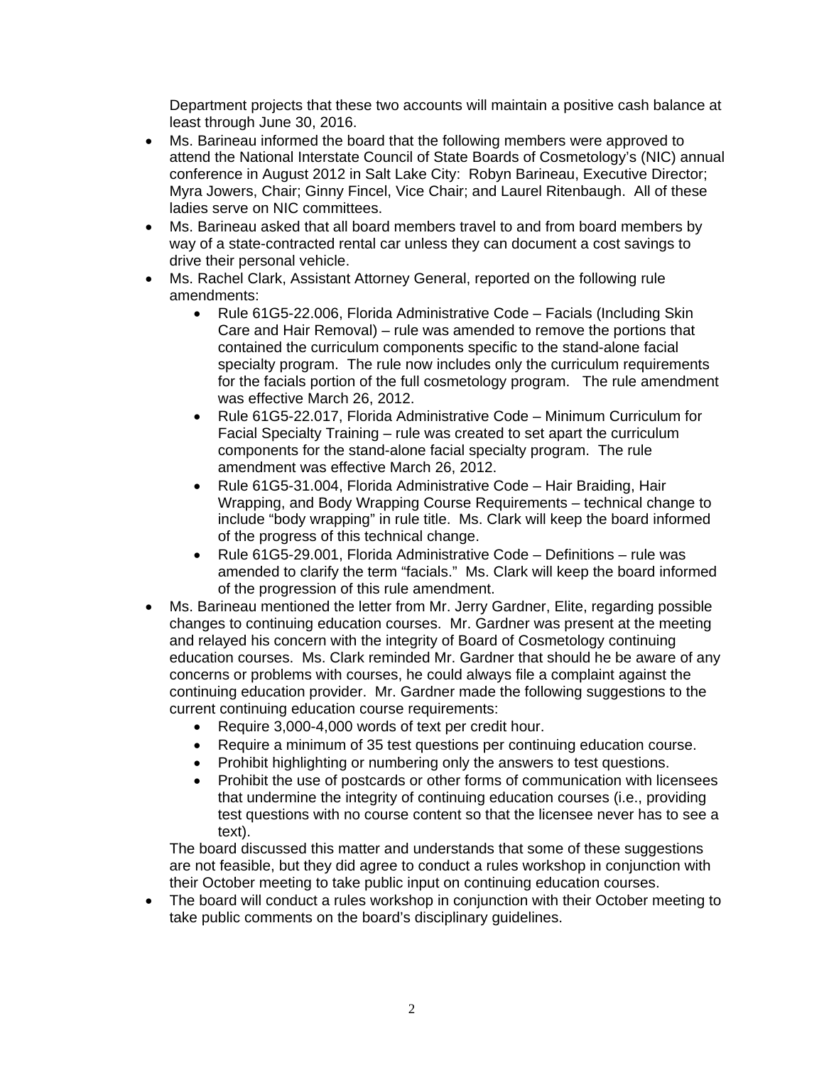Department projects that these two accounts will maintain a positive cash balance at least through June 30, 2016.

- Ms. Barineau informed the board that the following members were approved to attend the National Interstate Council of State Boards of Cosmetology's (NIC) annual conference in August 2012 in Salt Lake City: Robyn Barineau, Executive Director; Myra Jowers, Chair; Ginny Fincel, Vice Chair; and Laurel Ritenbaugh. All of these ladies serve on NIC committees.
- Ms. Barineau asked that all board members travel to and from board members by way of a state-contracted rental car unless they can document a cost savings to drive their personal vehicle.
- Ms. Rachel Clark, Assistant Attorney General, reported on the following rule amendments:
  - Rule 61G5-22.006, Florida Administrative Code – Facials (Including Skin Care and Hair Removal) – rule was amended to remove the portions that contained the curriculum components specific to the stand-alone facial specialty program. The rule now includes only the curriculum requirements for the facials portion of the full cosmetology program. The rule amendment was effective March 26, 2012.
  - Rule 61G5-22.017, Florida Administrative Code – Minimum Curriculum for Facial Specialty Training – rule was created to set apart the curriculum components for the stand-alone facial specialty program. The rule amendment was effective March 26, 2012.
  - Rule 61G5-31.004, Florida Administrative Code – Hair Braiding, Hair Wrapping, and Body Wrapping Course Requirements – technical change to include "body wrapping" in rule title. Ms. Clark will keep the board informed of the progress of this technical change.
  - Rule 61G5-29.001, Florida Administrative Code – Definitions – rule was amended to clarify the term "facials." Ms. Clark will keep the board informed of the progression of this rule amendment.
- Ms. Barineau mentioned the letter from Mr. Jerry Gardner, Elite, regarding possible changes to continuing education courses. Mr. Gardner was present at the meeting and relayed his concern with the integrity of Board of Cosmetology continuing education courses. Ms. Clark reminded Mr. Gardner that should he be aware of any concerns or problems with courses, he could always file a complaint against the continuing education provider. Mr. Gardner made the following suggestions to the current continuing education course requirements:
  - Require 3,000-4,000 words of text per credit hour.
  - Require a minimum of 35 test questions per continuing education course.
  - Prohibit highlighting or numbering only the answers to test questions.
  - Prohibit the use of postcards or other forms of communication with licensees that undermine the integrity of continuing education courses (i.e., providing test questions with no course content so that the licensee never has to see a text).

  The board discussed this matter and understands that some of these suggestions are not feasible, but they did agree to conduct a rules workshop in conjunction with their October meeting to take public input on continuing education courses.
- The board will conduct a rules workshop in conjunction with their October meeting to take public comments on the board's disciplinary guidelines.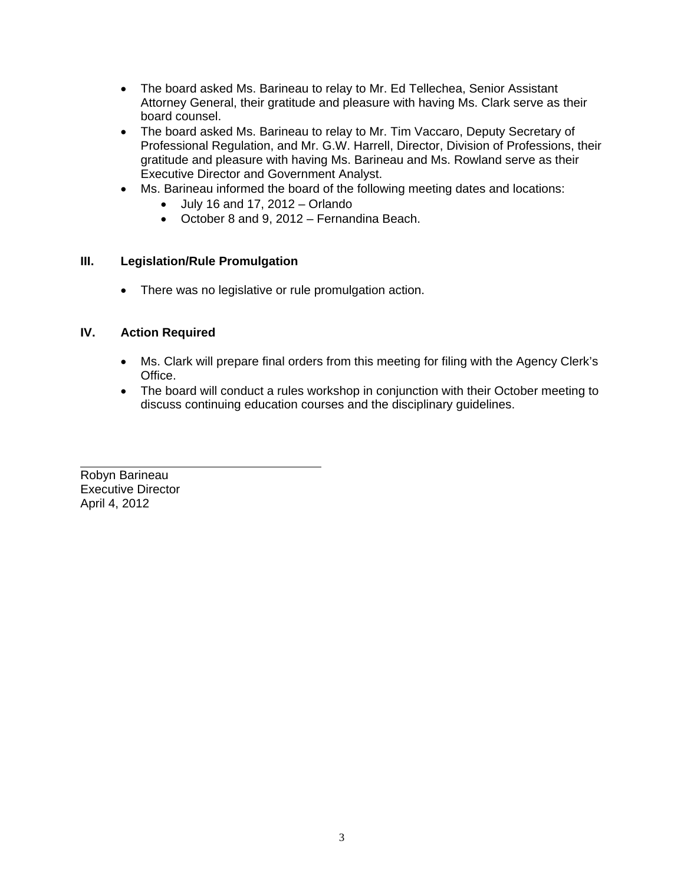- The board asked Ms. Barineau to relay to Mr. Ed Tellechea, Senior Assistant Attorney General, their gratitude and pleasure with having Ms. Clark serve as their board counsel.
- The board asked Ms. Barineau to relay to Mr. Tim Vaccaro, Deputy Secretary of Professional Regulation, and Mr. G.W. Harrell, Director, Division of Professions, their gratitude and pleasure with having Ms. Barineau and Ms. Rowland serve as their Executive Director and Government Analyst.
- Ms. Barineau informed the board of the following meeting dates and locations:
  - July 16 and 17, 2012 – Orlando
  - October 8 and 9, 2012 – Fernandina Beach.

## III. Legislation/Rule Promulgation

- There was no legislative or rule promulgation action.

## IV. Action Required

- Ms. Clark will prepare final orders from this meeting for filing with the Agency Clerk's Office.
- The board will conduct a rules workshop in conjunction with their October meeting to discuss continuing education courses and the disciplinary guidelines.

_______________________________________

Robyn Barineau
Executive Director
April 4, 2012